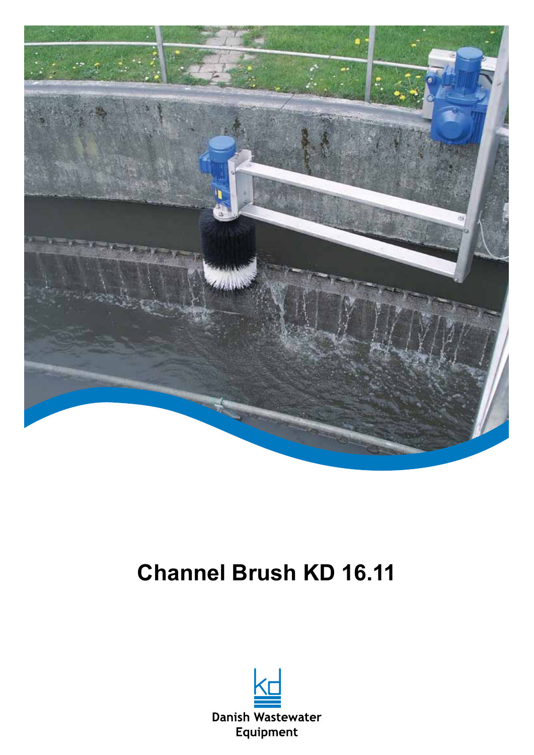# Channel Brush KD 16.11

Danish Wastewater Equipment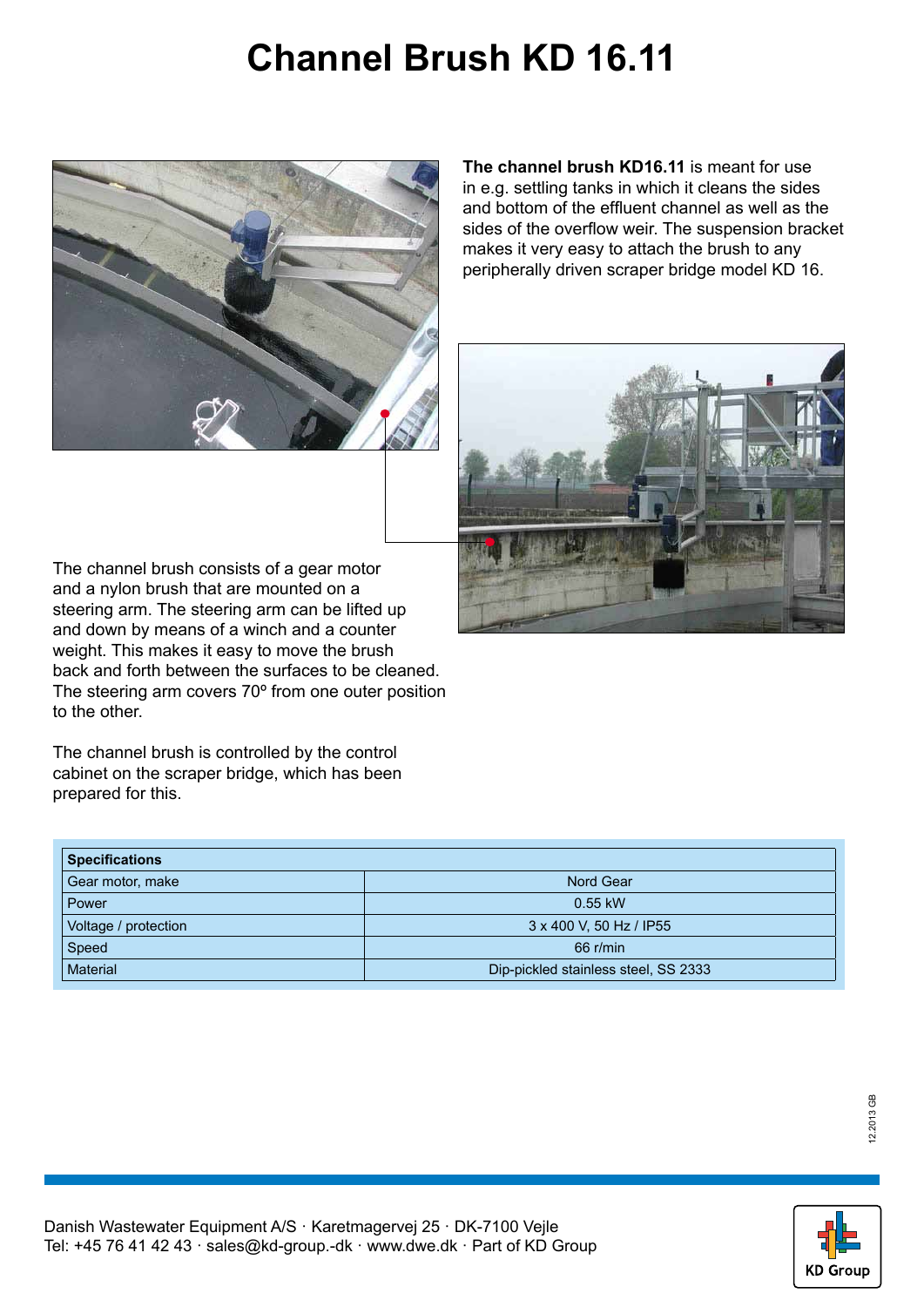# Channel Brush KD 16.11

**The channel brush KD16.11** is meant for use in e.g. settling tanks in which it cleans the sides and bottom of the effluent channel as well as the sides of the overflow weir. The suspension bracket makes it very easy to attach the brush to any peripherally driven scraper bridge model KD 16.

The channel brush consists of a gear motor and a nylon brush that are mounted on a steering arm. The steering arm can be lifted up and down by means of a winch and a counter weight. This makes it easy to move the brush back and forth between the surfaces to be cleaned. The steering arm covers 70º from one outer position to the other.

The channel brush is controlled by the control cabinet on the scraper bridge, which has been prepared for this.

| Specifications | |
|---|---|
| Gear motor, make | Nord Gear |
| Power | 0.55 kW |
| Voltage / protection | 3 x 400 V, 50 Hz / IP55 |
| Speed | 66 r/min |
| Material | Dip-pickled stainless steel, SS 2333 |

12.2013 GB

Danish Wastewater Equipment A/S · Karetmagervej 25 · DK-7100 Vejle
Tel: +45 76 41 42 43 · sales@kd-group.-dk · www.dwe.dk · Part of KD Group

KD Group